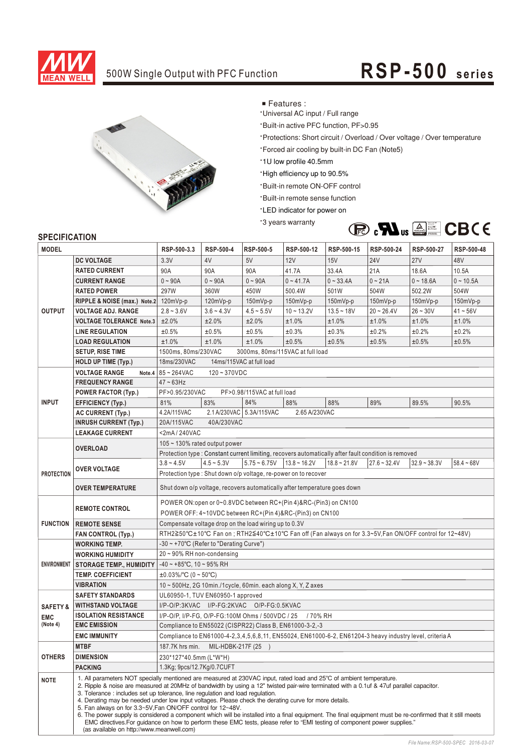# 500W Single Output with PFC Function — RSP-500 series

■ Features :

- Universal AC input / Full range
- Built-in active PFC function, PF>0.95
- Protections: Short circuit / Overload / Over voltage / Over temperature
- Forced air cooling by built-in DC Fan (Note5)
- 1U low profile 40.5mm
- High efficiency up to 90.5%
- Built-in remote ON-OFF control
- Built-in remote sense function
- LED indicator for power on
- 3 years warranty

## SPECIFICATION

| MODEL | | RSP-500-3.3 | RSP-500-4 | RSP-500-5 | RSP-500-12 | RSP-500-15 | RSP-500-24 | RSP-500-27 | RSP-500-48 |
|---|---|---|---|---|---|---|---|---|---|
| OUTPUT | DC VOLTAGE | 3.3V | 4V | 5V | 12V | 15V | 24V | 27V | 48V |
| | RATED CURRENT | 90A | 90A | 90A | 41.7A | 33.4A | 21A | 18.6A | 10.5A |
| | CURRENT RANGE | 0 ~ 90A | 0 ~ 90A | 0 ~ 90A | 0 ~ 41.7A | 0 ~ 33.4A | 0 ~ 21A | 0 ~ 18.6A | 0 ~ 10.5A |
| | RATED POWER | 297W | 360W | 450W | 500.4W | 501W | 504W | 502.2W | 504W |
| | RIPPLE & NOISE (max.) Note.2 | 120mVp-p | 120mVp-p | 150mVp-p | 150mVp-p | 150mVp-p | 150mVp-p | 150mVp-p | 150mVp-p |
| | VOLTAGE ADJ. RANGE | 2.8 ~ 3.6V | 3.6 ~ 4.3V | 4.5 ~ 5.5V | 10 ~ 13.2V | 13.5 ~ 18V | 20 ~ 26.4V | 26 ~ 30V | 41 ~ 56V |
| | VOLTAGE TOLERANCE Note.3 | ±2.0% | ±2.0% | ±2.0% | ±1.0% | ±1.0% | ±1.0% | ±1.0% | ±1.0% |
| | LINE REGULATION | ±0.5% | ±0.5% | ±0.5% | ±0.3% | ±0.3% | ±0.2% | ±0.2% | ±0.2% |
| | LOAD REGULATION | ±1.0% | ±1.0% | ±1.0% | ±0.5% | ±0.5% | ±0.5% | ±0.5% | ±0.5% |
| | SETUP, RISE TIME | 1500ms, 80ms/230VAC 3000ms, 80ms/115VAC at full load | | | | | | | |
| | HOLD UP TIME (Typ.) | 18ms/230VAC 14ms/115VAC at full load | | | | | | | |
| INPUT | VOLTAGE RANGE Note.4 | 85 ~ 264VAC 120 ~ 370VDC | | | | | | | |
| | FREQUENCY RANGE | 47 ~ 63Hz | | | | | | | |
| | POWER FACTOR (Typ.) | PF>0.95/230VAC PF>0.98/115VAC at full load | | | | | | | |
| | EFFICIENCY (Typ.) | 81% | 83% | 84% | 88% | 88% | 89% | 89.5% | 90.5% |
| | AC CURRENT (Typ.) | 4.2A/115VAC 2.1A/230VAC | | 5.3A/115VAC 2.65A/230VAC | | | | | |
| | INRUSH CURRENT (Typ.) | 20A/115VAC 40A/230VAC | | | | | | | |
| | LEAKAGE CURRENT | <2mA / 240VAC | | | | | | | |
| PROTECTION | OVERLOAD | 105 ~ 130% rated output power | | | | | | | |
| | | Protection type : Constant current limiting, recovers automatically after fault condition is removed | | | | | | | |
| | OVER VOLTAGE | 3.8 ~ 4.5V | 4.5 ~ 5.3V | 5.75 ~ 6.75V | 13.8 ~ 16.2V | 18.8 ~ 21.8V | 27.6 ~ 32.4V | 32.9 ~ 38.3V | 58.4 ~ 68V |
| | | Protection type : Shut down o/p voltage, re-power on to recover | | | | | | | |
| | OVER TEMPERATURE | Shut down o/p voltage, recovers automatically after temperature goes down | | | | | | | |
| FUNCTION | REMOTE CONTROL | POWER ON:open or 0~0.8VDC between RC+(Pin 4)&RC-(Pin3) on CN100<br>POWER OFF: 4~10VDC between RC+(Pin 4)&RC-(Pin3) on CN100 | | | | | | | |
| | REMOTE SENSE | Compensate voltage drop on the load wiring up to 0.3V | | | | | | | |
| | FAN CONTROL (Typ.) | RTH2≧50℃±10℃ Fan on ; RTH2≦40℃±10℃ Fan off (Fan always on for 3.3~5V,Fan ON/OFF control for 12~48V) | | | | | | | |
| ENVIRONMENT | WORKING TEMP. | -30 ~ +70℃ (Refer to "Derating Curve") | | | | | | | |
| | WORKING HUMIDITY | 20 ~ 90% RH non-condensing | | | | | | | |
| | STORAGE TEMP., HUMIDITY | -40 ~ +85℃, 10 ~ 95% RH | | | | | | | |
| | TEMP. COEFFICIENT | ±0.03%/℃ (0 ~ 50℃) | | | | | | | |
| | VIBRATION | 10 ~ 500Hz, 2G 10min./1cycle, 60min. each along X, Y, Z axes | | | | | | | |
| SAFETY & EMC (Note 4) | SAFETY STANDARDS | UL60950-1, TUV EN60950-1 approved | | | | | | | |
| | WITHSTAND VOLTAGE | I/P-O/P:3KVAC I/P-FG:2KVAC O/P-FG:0.5KVAC | | | | | | | |
| | ISOLATION RESISTANCE | I/P-O/P, I/P-FG, O/P-FG:100M Ohms / 500VDC / 25 / 70% RH | | | | | | | |
| | EMC EMISSION | Compliance to EN55022 (CISPR22) Class B, EN61000-3-2,-3 | | | | | | | |
| | EMC IMMUNITY | Compliance to EN61000-4-2,3,4,5,6,8,11, EN55024, EN61000-6-2, EN61204-3 heavy industry level, criteria A | | | | | | | |
| OTHERS | MTBF | 187.7K hrs min. MIL-HDBK-217F (25 ) | | | | | | | |
| | DIMENSION | 230*127*40.5mm (L*W*H) | | | | | | | |
| | PACKING | 1.3Kg; 9pcs/12.7Kg/0.7CUFT | | | | | | | |

**NOTE**

1. All parameters NOT specially mentioned are measured at 230VAC input, rated load and 25℃ of ambient temperature.
2. Ripple & noise are measured at 20MHz of bandwidth by using a 12" twisted pair-wire terminated with a 0.1uf & 47uf parallel capacitor.
3. Tolerance : includes set up tolerance, line regulation and load regulation.
4. Derating may be needed under low input voltages. Please check the derating curve for more details.
5. Fan always on for 3.3~5V,Fan ON/OFF control for 12~48V.
6. The power supply is considered a component which will be installed into a final equipment. The final equipment must be re-confirmed that it still meets EMC directives.For guidance on how to perform these EMC tests, please refer to "EMI testing of component power supplies." (as available on http://www.meanwell.com)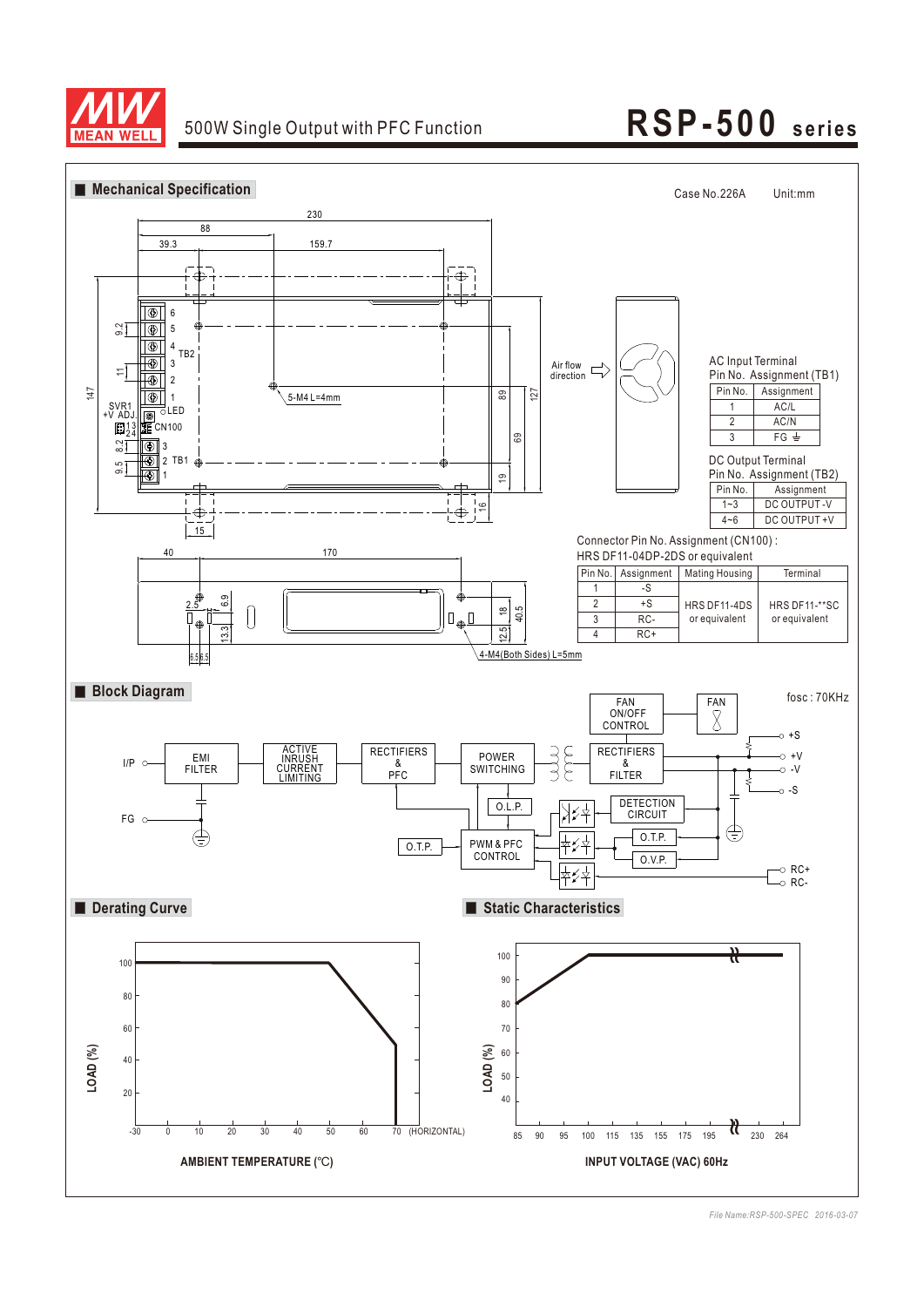# RSP-500 series

500W Single Output with PFC Function

## Mechanical Specification

Case No.226A    Unit:mm

AC Input Terminal
Pin No. Assignment (TB1)

| Pin No. | Assignment |
|---|---|
| 1 | AC/L |
| 2 | AC/N |
| 3 | FG ⏚ |

DC Output Terminal
Pin No. Assignment (TB2)

| Pin No. | Assignment |
|---|---|
| 1~3 | DC OUTPUT -V |
| 4~6 | DC OUTPUT +V |

Connector Pin No. Assignment (CN100) :
HRS DF11-04DP-2DS or equivalent

| Pin No. | Assignment | Mating Housing | Terminal |
|---|---|---|---|
| 1 | -S | HRS DF11-4DS or equivalent | HRS DF11-**SC or equivalent |
| 2 | +S | | |
| 3 | RC- | | |
| 4 | RC+ | | |

## Block Diagram

fosc : 70KHz

## Derating Curve

## Static Characteristics

*File Name:RSP-500-SPEC 2016-03-07*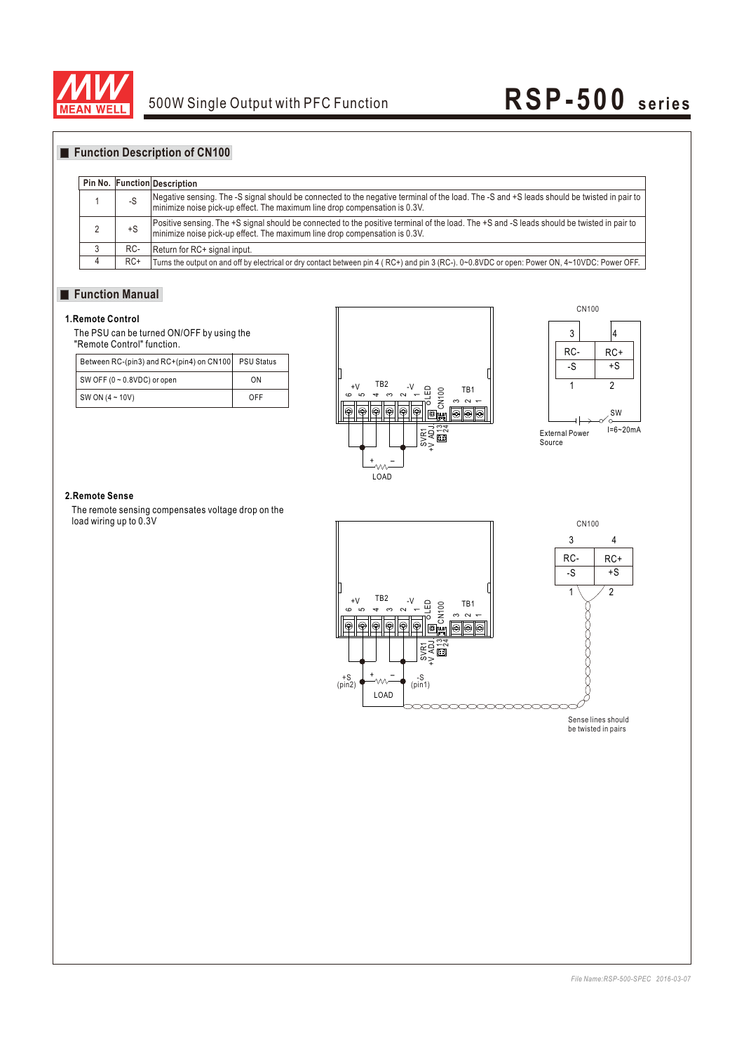## Function Description of CN100

| Pin No. | Function | Description |
|---|---|---|
| 1 | -S | Negative sensing. The -S signal should be connected to the negative terminal of the load. The -S and +S leads should be twisted in pair to minimize noise pick-up effect. The maximum line drop compensation is 0.3V. |
| 2 | +S | Positive sensing. The +S signal should be connected to the positive terminal of the load. The +S and -S leads should be twisted in pair to minimize noise pick-up effect. The maximum line drop compensation is 0.3V. |
| 3 | RC- | Return for RC+ signal input. |
| 4 | RC+ | Turns the output on and off by electrical or dry contact between pin 4 ( RC+) and pin 3 (RC-). 0~0.8VDC or open: Power ON, 4~10VDC: Power OFF. |

## Function Manual

### 1.Remote Control

The PSU can be turned ON/OFF by using the "Remote Control" function.

| Between RC-(pin3) and RC+(pin4) on CN100 | PSU Status |
|---|---|
| SW OFF (0 ~ 0.8VDC) or open | ON |
| SW ON (4 ~ 10V) | OFF |

+V
TB2
-V
6 5 4 3 2 1
LED
CN100
TB1
3 2 1
SVR1
+V ADJ.
1 3
2 4
+
−
LOAD

CN100
3 4
RC- RC+
-S +S
1 2
SW
External Power Source
I=6~20mA

### 2.Remote Sense

The remote sensing compensates voltage drop on the load wiring up to 0.3V

+V
TB2
-V
6 5 4 3 2 1
LED
CN100
TB1
3 2 1
SVR1
+V ADJ.
1 3
2 4
+S (pin2)
+
−
-S (pin1)
LOAD

CN100
3 4
RC- RC+
-S +S
1 2

Sense lines should be twisted in pairs